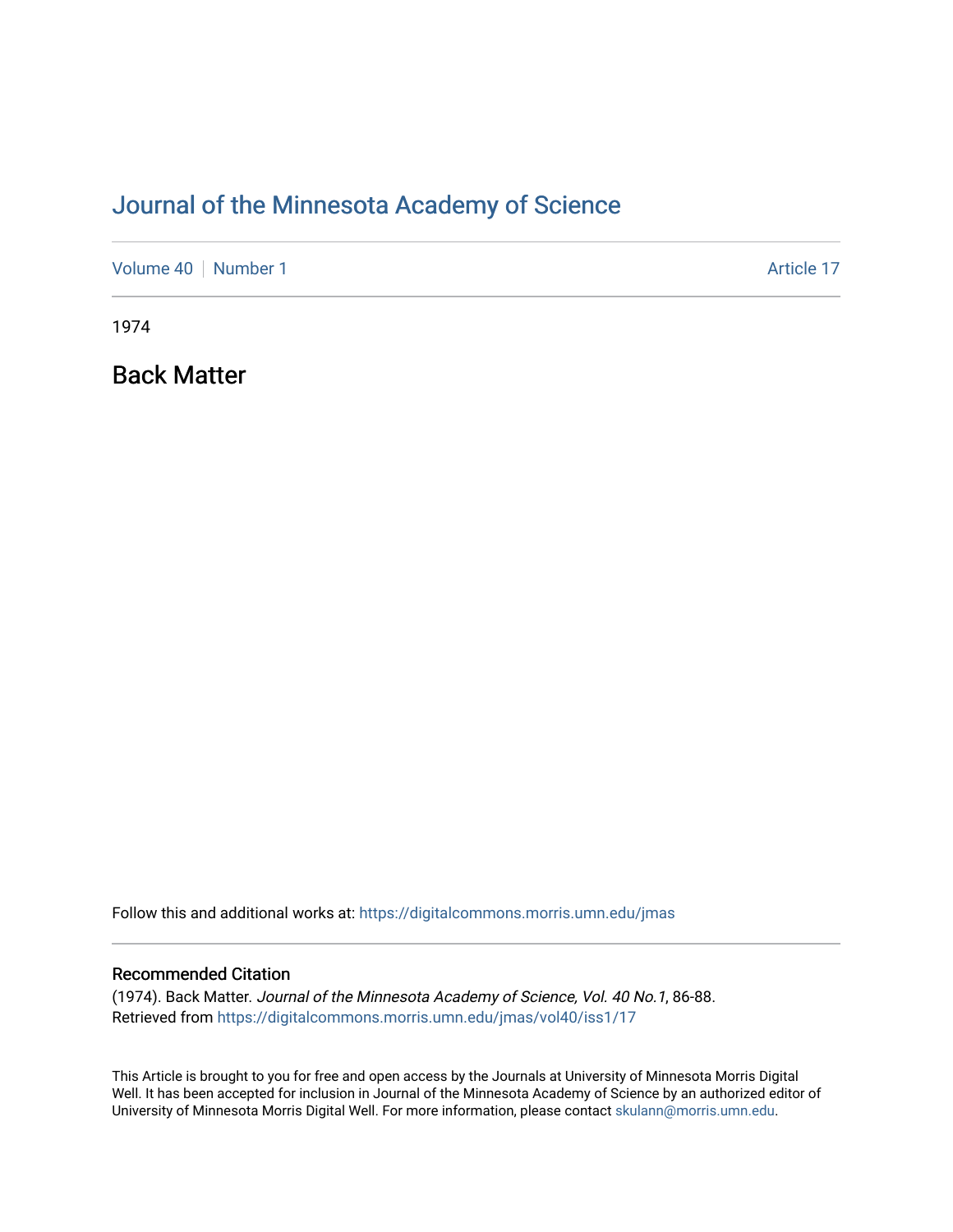# Journal of the Minnesota Academy of Science

Volume 40 | Number 1 | Article 17

1974

## Back Matter

Follow this and additional works at: https://digitalcommons.morris.umn.edu/jmas

### Recommended Citation

(1974). Back Matter. *Journal of the Minnesota Academy of Science, Vol. 40 No.1*, 86-88.
Retrieved from https://digitalcommons.morris.umn.edu/jmas/vol40/iss1/17

This Article is brought to you for free and open access by the Journals at University of Minnesota Morris Digital Well. It has been accepted for inclusion in Journal of the Minnesota Academy of Science by an authorized editor of University of Minnesota Morris Digital Well. For more information, please contact skulann@morris.umn.edu.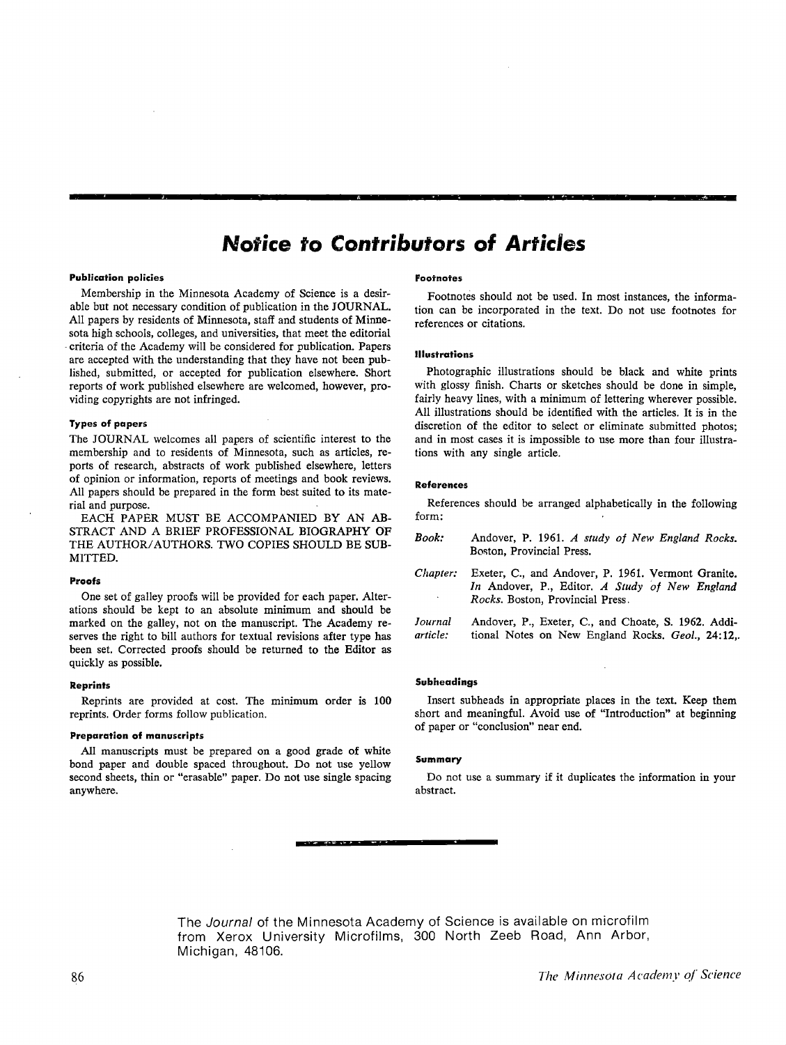# Notice to Contributors of Articles

### Publication policies

Membership in the Minnesota Academy of Science is a desirable but not necessary condition of publication in the JOURNAL. All papers by residents of Minnesota, staff and students of Minnesota high schools, colleges, and universities, that meet the editorial criteria of the Academy will be considered for publication. Papers are accepted with the understanding that they have not been published, submitted, or accepted for publication elsewhere. Short reports of work published elsewhere are welcomed, however, providing copyrights are not infringed.

### Types of papers

The JOURNAL welcomes all papers of scientific interest to the membership and to residents of Minnesota, such as articles, reports of research, abstracts of work published elsewhere, letters of opinion or information, reports of meetings and book reviews. All papers should be prepared in the form best suited to its material and purpose.

EACH PAPER MUST BE ACCOMPANIED BY AN ABSTRACT AND A BRIEF PROFESSIONAL BIOGRAPHY OF THE AUTHOR/AUTHORS. TWO COPIES SHOULD BE SUBMITTED.

### Proofs

One set of galley proofs will be provided for each paper. Alterations should be kept to an absolute minimum and should be marked on the galley, not on the manuscript. The Academy reserves the right to bill authors for textual revisions after type has been set. Corrected proofs should be returned to the Editor as quickly as possible.

### Reprints

Reprints are provided at cost. The minimum order is 100 reprints. Order forms follow publication.

### Preparation of manuscripts

All manuscripts must be prepared on a good grade of white bond paper and double spaced throughout. Do not use yellow second sheets, thin or "erasable" paper. Do not use single spacing anywhere.

### Footnotes

Footnotes should not be used. In most instances, the information can be incorporated in the text. Do not use footnotes for references or citations.

### Illustrations

Photographic illustrations should be black and white prints with glossy finish. Charts or sketches should be done in simple, fairly heavy lines, with a minimum of lettering wherever possible. All illustrations should be identified with the articles. It is in the discretion of the editor to select or eliminate submitted photos; and in most cases it is impossible to use more than four illustrations with any single article.

### References

References should be arranged alphabetically in the following form:

*Book:* Andover, P. 1961. *A study of New England Rocks.* Boston, Provincial Press.

*Chapter:* Exeter, C., and Andover, P. 1961. Vermont Granite. *In* Andover, P., Editor. *A Study of New England Rocks.* Boston, Provincial Press.

*Journal article:* Andover, P., Exeter, C., and Choate, S. 1962. Additional Notes on New England Rocks. *Geol.,* 24:12,.

### Subheadings

Insert subheads in appropriate places in the text. Keep them short and meaningful. Avoid use of "Introduction" at beginning of paper or "conclusion" near end.

### Summary

Do not use a summary if it duplicates the information in your abstract.

---

The *Journal* of the Minnesota Academy of Science is available on microfilm from Xerox University Microfilms, 300 North Zeeb Road, Ann Arbor, Michigan, 48106.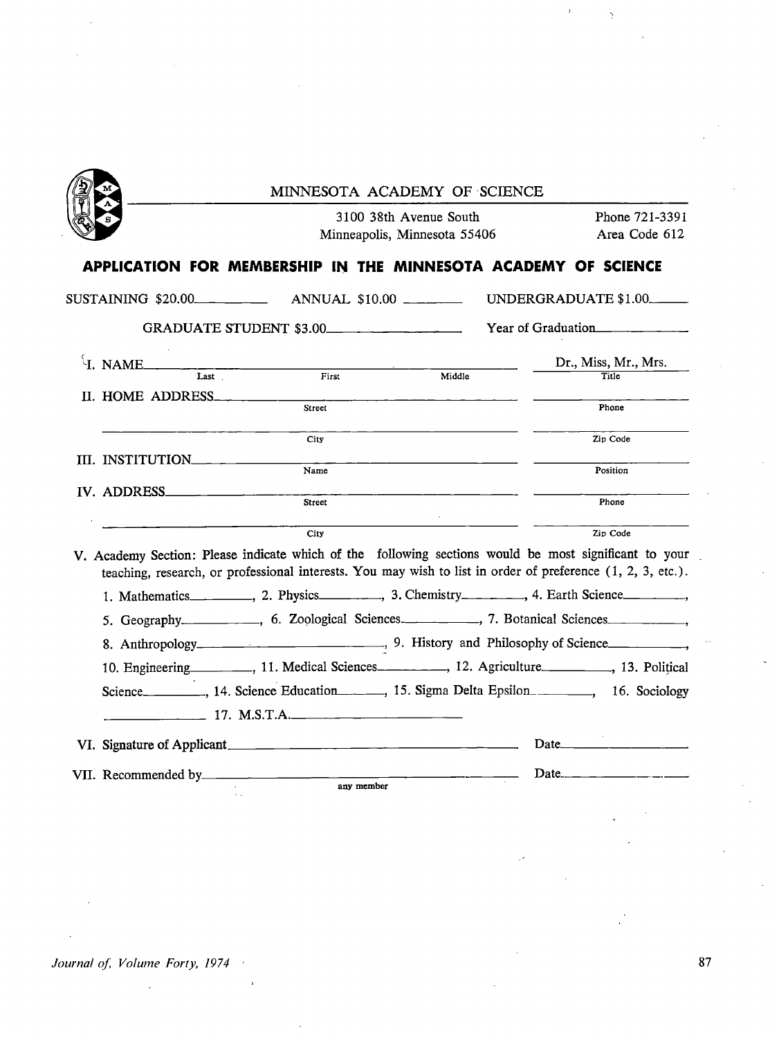MINNESOTA ACADEMY OF SCIENCE

3100 38th Avenue South
Minneapolis, Minnesota 55406

Phone 721-3391
Area Code 612

## APPLICATION FOR MEMBERSHIP IN THE MINNESOTA ACADEMY OF SCIENCE

SUSTAINING $20.00__________ ANNUAL $10.00 ________ UNDERGRADUATE $1.00______

GRADUATE STUDENT $3.00________________ Year of Graduation____________

I. NAME________________________________________________ Dr., Miss, Mr., Mrs.
Last First Middle Title

II. HOME ADDRESS________________________________________ ________________
Street Phone

________________________________________________________ ________________
City Zip Code

III. INSTITUTION________________________________________ ________________
Name Position

IV. ADDRESS____________________________________________ ________________
Street Phone

________________________________________________________ ________________
City Zip Code

V. Academy Section: Please indicate which of the following sections would be most significant to your teaching, research, or professional interests. You may wish to list in order of preference (1, 2, 3, etc.).

1. Mathematics________, 2. Physics________, 3. Chemistry________, 4. Earth Science________,
5. Geography__________, 6. Zoological Sciences__________, 7. Botanical Sciences__________,
8. Anthropology__________________________, 9. History and Philosophy of Science__________,
10. Engineering________, 11. Medical Sciences________, 12. Agriculture________, 13. Political Science________, 14. Science Education______, 15. Sigma Delta Epsilon________, 16. Sociology ____________ 17. M.S.T.A.______________________

VI. Signature of Applicant________________________________________ Date________________

VII. Recommended by____________________________________________ Date________________
any member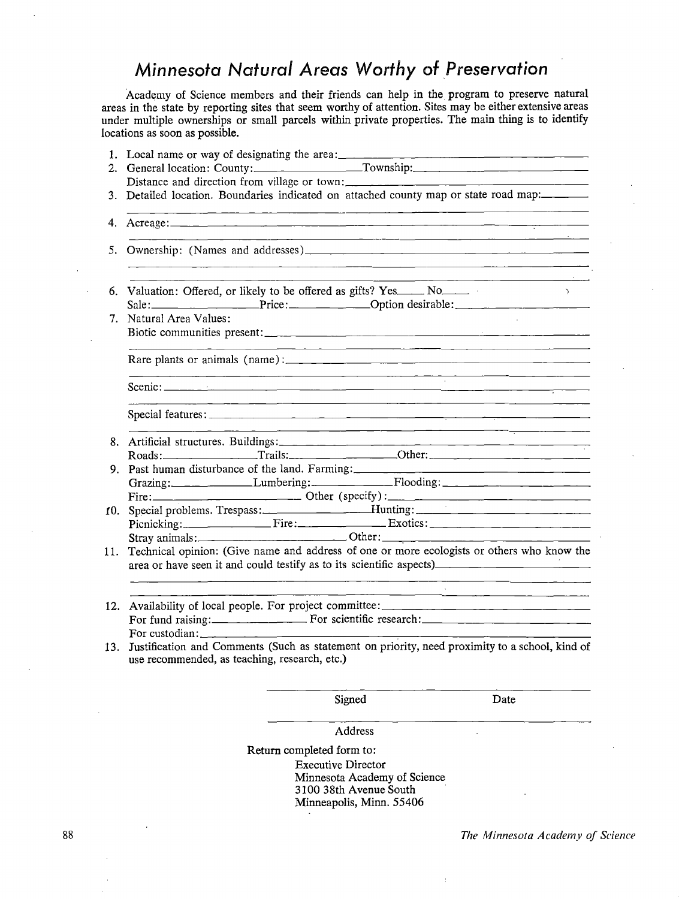# *Minnesota Natural Areas Worthy of Preservation*

Academy of Science members and their friends can help in the program to preserve natural areas in the state by reporting sites that seem worthy of attention. Sites may be either extensive areas under multiple ownerships or small parcels within private properties. The main thing is to identify locations as soon as possible.

1. Local name or way of designating the area:
2. General location: County: Township:
   Distance and direction from village or town:
3. Detailed location. Boundaries indicated on attached county map or state road map:
4. Acreage:
5. Ownership: (Names and addresses)
6. Valuation: Offered, or likely to be offered as gifts? Yes___ No___
   Sale: Price: Option desirable:
7. Natural Area Values:
   Biotic communities present:
   Rare plants or animals (name):
   Scenic:
   Special features:
8. Artificial structures. Buildings:
   Roads: Trails: Other:
9. Past human disturbance of the land. Farming:
   Grazing: Lumbering: Flooding:
   Fire: Other (specify):
10. Special problems. Trespass: Hunting:
    Picnicking: Fire: Exotics:
    Stray animals: Other:
11. Technical opinion: (Give name and address of one or more ecologists or others who know the area or have seen it and could testify as to its scientific aspects)
12. Availability of local people. For project committee:
    For fund raising: For scientific research:
    For custodian:
13. Justification and Comments (Such as statement on priority, need proximity to a school, kind of use recommended, as teaching, research, etc.)

Signed Date

Address

Return completed form to:

Executive Director
Minnesota Academy of Science
3100 38th Avenue South
Minneapolis, Minn. 55406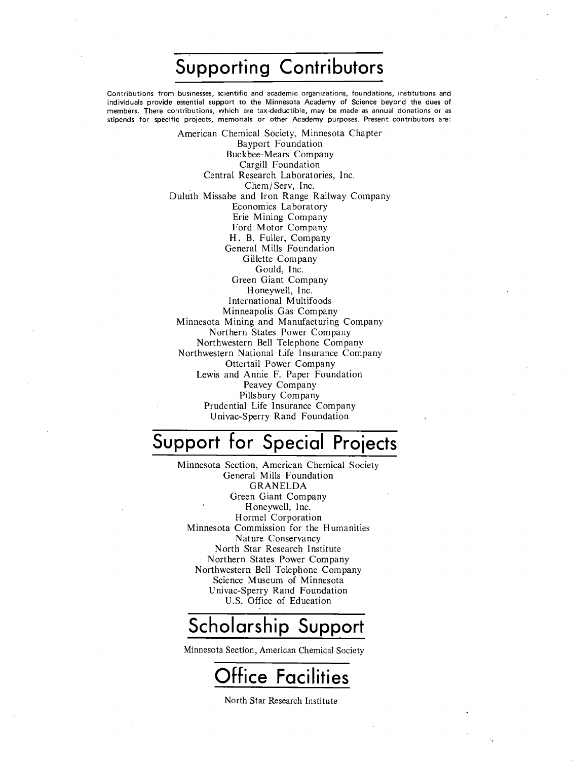# Supporting Contributors

Contributions from businesses, scientific and academic organizations, foundations, institutions and individuals provide essential support to the Minnesota Academy of Science beyond the dues of members. There contributions, which are tax-deductible, may be made as annual donations or as stipends for specific projects, memorials or other Academy purposes. Present contributors are:

American Chemical Society, Minnesota Chapter
Bayport Foundation
Buckbee-Mears Company
Cargill Foundation
Central Research Laboratories, Inc.
Chem/Serv, Inc.
Duluth Missabe and Iron Range Railway Company
Economics Laboratory
Erie Mining Company
Ford Motor Company
H. B. Fuller, Company
General Mills Foundation
Gillette Company
Gould, Inc.
Green Giant Company
Honeywell, Inc.
International Multifoods
Minneapolis Gas Company
Minnesota Mining and Manufacturing Company
Northern States Power Company
Northwestern Bell Telephone Company
Northwestern National Life Insurance Company
Ottertail Power Company
Lewis and Annie F. Paper Foundation
Peavey Company
Pillsbury Company
Prudential Life Insurance Company
Univac-Sperry Rand Foundation

# Support for Special Projects

Minnesota Section, American Chemical Society
General Mills Foundation
GRANELDA
Green Giant Company
Honeywell, Inc.
Hormel Corporation
Minnesota Commission for the Humanities
Nature Conservancy
North Star Research Institute
Northern States Power Company
Northwestern Bell Telephone Company
Science Museum of Minnesota
Univac-Sperry Rand Foundation
U.S. Office of Education

# Scholarship Support

Minnesota Section, American Chemical Society

# Office Facilities

North Star Research Institute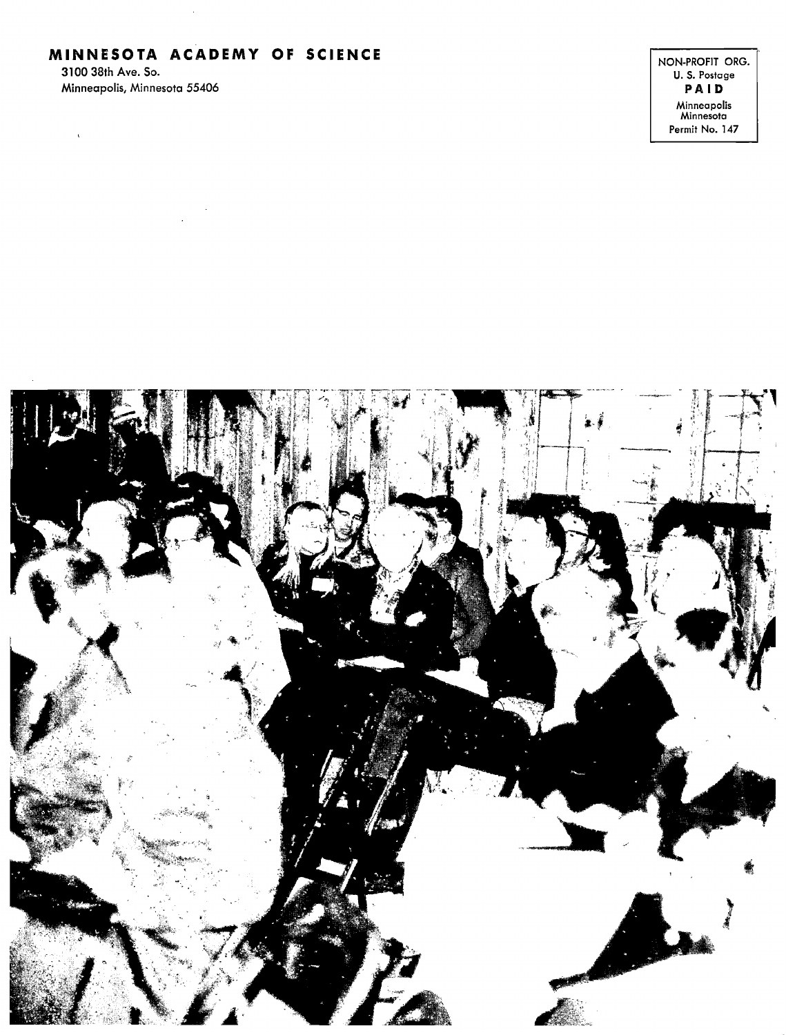**MINNESOTA ACADEMY OF SCIENCE**
3100 38th Ave. So.
Minneapolis, Minnesota 55406

NON-PROFIT ORG.
U. S. Postage
**PAID**
Minneapolis
Minnesota
Permit No. 147